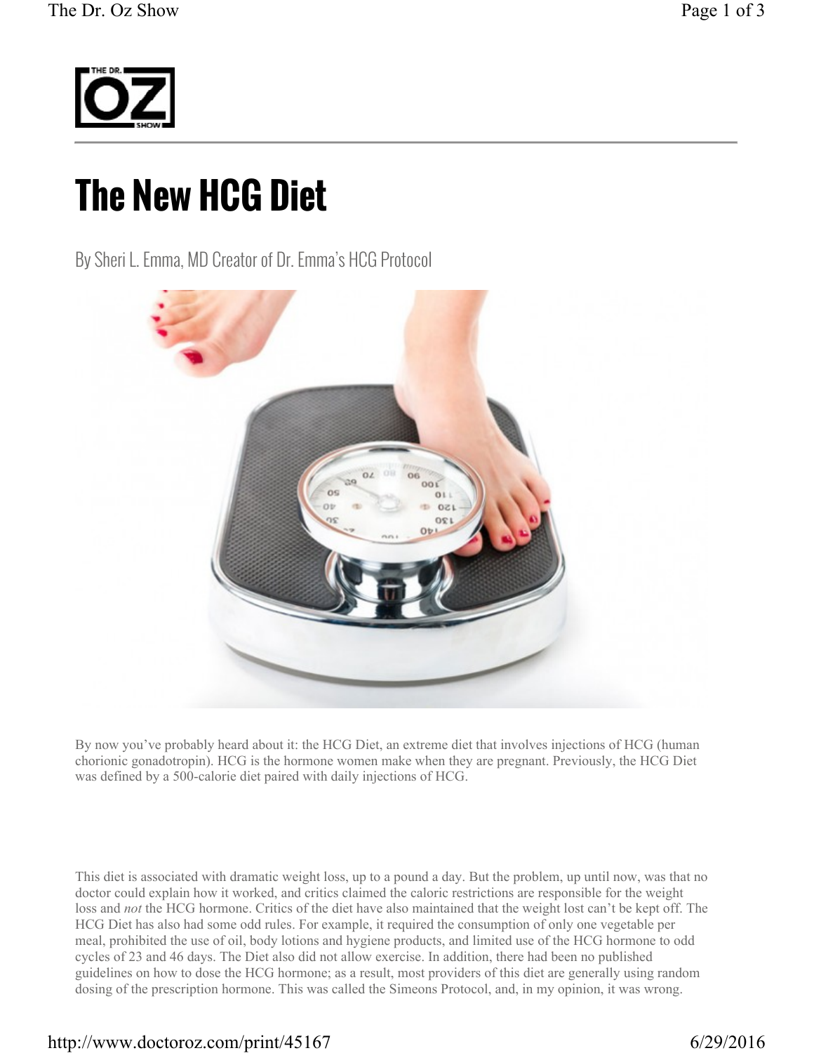# The New HCG Diet

By Sheri L. Emma, MD Creator of Dr. Emma's HCG Protocol

By now you've probably heard about it: the HCG Diet, an extreme diet that involves injections of HCG (human chorionic gonadotropin). HCG is the hormone women make when they are pregnant. Previously, the HCG Diet was defined by a 500-calorie diet paired with daily injections of HCG.

This diet is associated with dramatic weight loss, up to a pound a day. But the problem, up until now, was that no doctor could explain how it worked, and critics claimed the caloric restrictions are responsible for the weight loss and *not* the HCG hormone. Critics of the diet have also maintained that the weight lost can't be kept off. The HCG Diet has also had some odd rules. For example, it required the consumption of only one vegetable per meal, prohibited the use of oil, body lotions and hygiene products, and limited use of the HCG hormone to odd cycles of 23 and 46 days. The Diet also did not allow exercise. In addition, there had been no published guidelines on how to dose the HCG hormone; as a result, most providers of this diet are generally using random dosing of the prescription hormone. This was called the Simeons Protocol, and, in my opinion, it was wrong.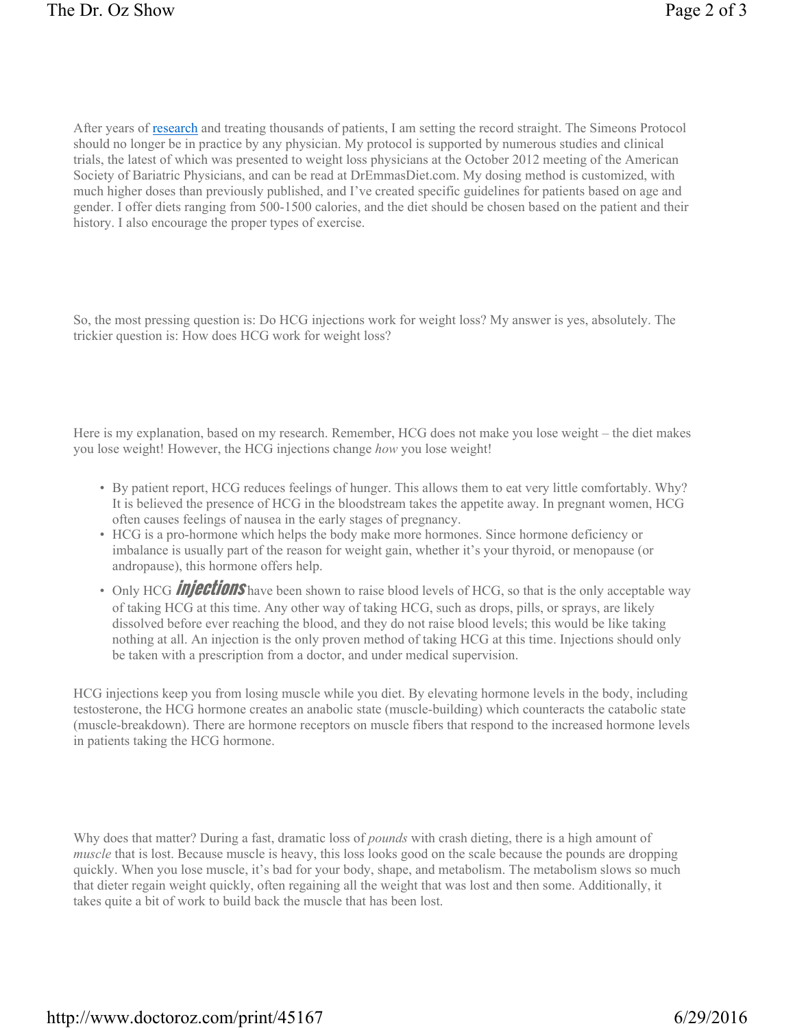After years of research and treating thousands of patients, I am setting the record straight. The Simeons Protocol should no longer be in practice by any physician. My protocol is supported by numerous studies and clinical trials, the latest of which was presented to weight loss physicians at the October 2012 meeting of the American Society of Bariatric Physicians, and can be read at DrEmmasDiet.com. My dosing method is customized, with much higher doses than previously published, and I've created specific guidelines for patients based on age and gender. I offer diets ranging from 500-1500 calories, and the diet should be chosen based on the patient and their history. I also encourage the proper types of exercise.

So, the most pressing question is: Do HCG injections work for weight loss? My answer is yes, absolutely. The trickier question is: How does HCG work for weight loss?

Here is my explanation, based on my research. Remember, HCG does not make you lose weight – the diet makes you lose weight! However, the HCG injections change *how* you lose weight!

- By patient report, HCG reduces feelings of hunger. This allows them to eat very little comfortably. Why? It is believed the presence of HCG in the bloodstream takes the appetite away. In pregnant women, HCG often causes feelings of nausea in the early stages of pregnancy.
- HCG is a pro-hormone which helps the body make more hormones. Since hormone deficiency or imbalance is usually part of the reason for weight gain, whether it's your thyroid, or menopause (or andropause), this hormone offers help.
- Only HCG ***injections*** have been shown to raise blood levels of HCG, so that is the only acceptable way of taking HCG at this time. Any other way of taking HCG, such as drops, pills, or sprays, are likely dissolved before ever reaching the blood, and they do not raise blood levels; this would be like taking nothing at all. An injection is the only proven method of taking HCG at this time. Injections should only be taken with a prescription from a doctor, and under medical supervision.

HCG injections keep you from losing muscle while you diet. By elevating hormone levels in the body, including testosterone, the HCG hormone creates an anabolic state (muscle-building) which counteracts the catabolic state (muscle-breakdown). There are hormone receptors on muscle fibers that respond to the increased hormone levels in patients taking the HCG hormone.

Why does that matter? During a fast, dramatic loss of *pounds* with crash dieting, there is a high amount of *muscle* that is lost. Because muscle is heavy, this loss looks good on the scale because the pounds are dropping quickly. When you lose muscle, it's bad for your body, shape, and metabolism. The metabolism slows so much that dieter regain weight quickly, often regaining all the weight that was lost and then some. Additionally, it takes quite a bit of work to build back the muscle that has been lost.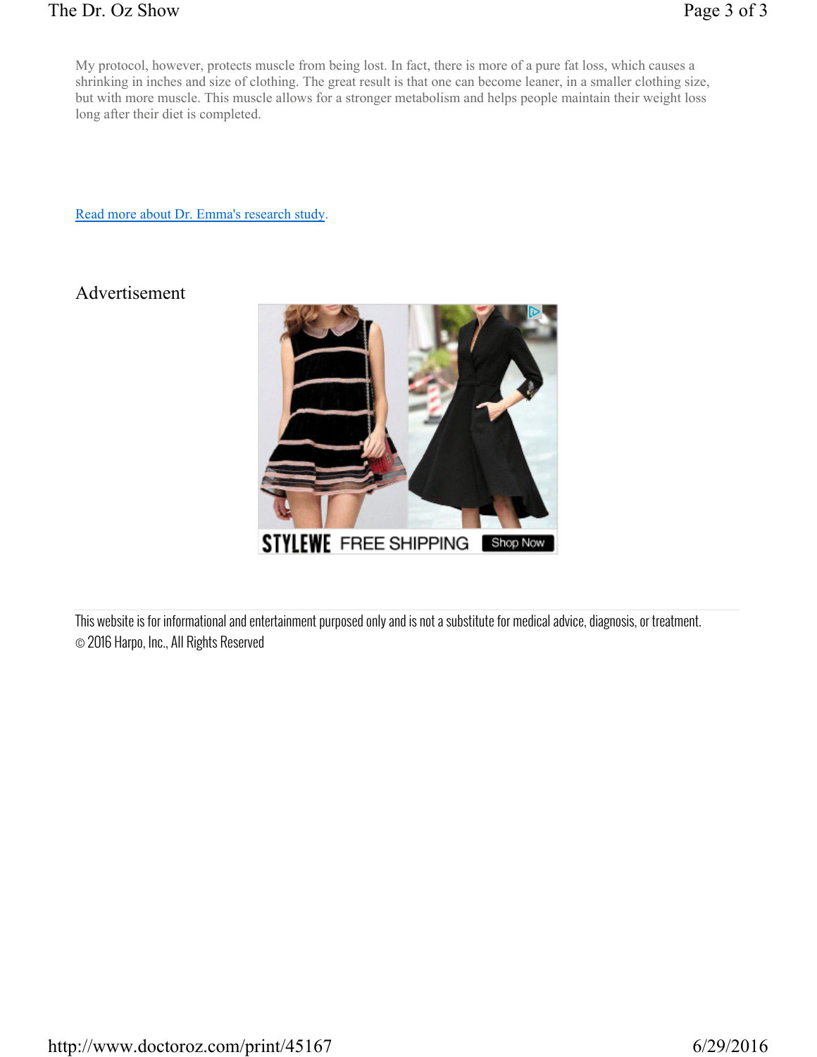My protocol, however, protects muscle from being lost. In fact, there is more of a pure fat loss, which causes a shrinking in inches and size of clothing. The great result is that one can become leaner, in a smaller clothing size, but with more muscle. This muscle allows for a stronger metabolism and helps people maintain their weight loss long after their diet is completed.

[Read more about Dr. Emma's research study](#).

Advertisement

STYLEWE FREE SHIPPING Shop Now

This website is for informational and entertainment purposed only and is not a substitute for medical advice, diagnosis, or treatment.
© 2016 Harpo, Inc., All Rights Reserved